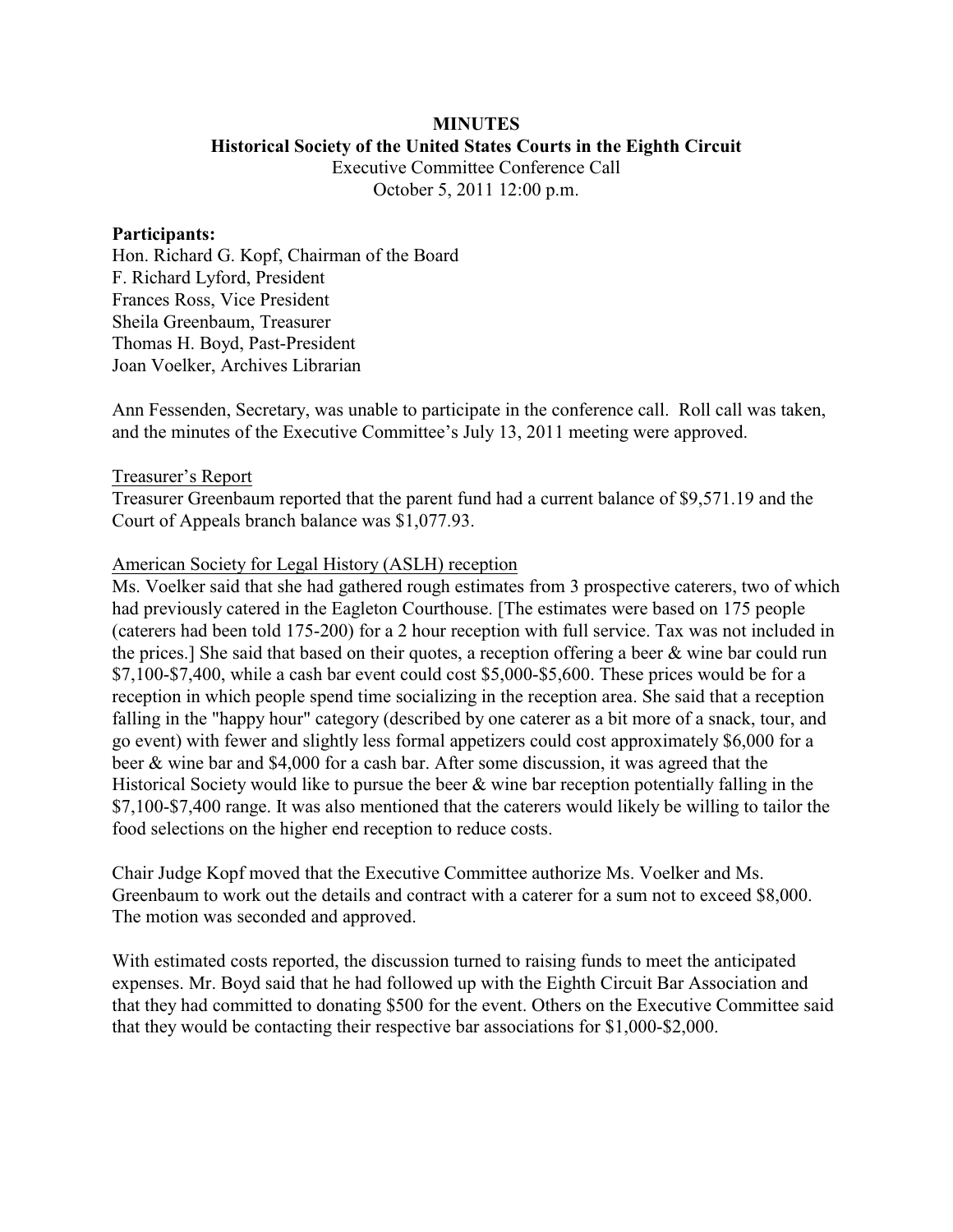**MINUTES**
**Historical Society of the United States Courts in the Eighth Circuit**
Executive Committee Conference Call
October 5, 2011 12:00 p.m.

**Participants:**
Hon. Richard G. Kopf, Chairman of the Board
F. Richard Lyford, President
Frances Ross, Vice President
Sheila Greenbaum, Treasurer
Thomas H. Boyd, Past-President
Joan Voelker, Archives Librarian

Ann Fessenden, Secretary, was unable to participate in the conference call. Roll call was taken, and the minutes of the Executive Committee's July 13, 2011 meeting were approved.

<u>Treasurer's Report</u>
Treasurer Greenbaum reported that the parent fund had a current balance of $9,571.19 and the Court of Appeals branch balance was $1,077.93.

<u>American Society for Legal History (ASLH) reception</u>
Ms. Voelker said that she had gathered rough estimates from 3 prospective caterers, two of which had previously catered in the Eagleton Courthouse. [The estimates were based on 175 people (caterers had been told 175-200) for a 2 hour reception with full service. Tax was not included in the prices.] She said that based on their quotes, a reception offering a beer & wine bar could run $7,100-$7,400, while a cash bar event could cost $5,000-$5,600. These prices would be for a reception in which people spend time socializing in the reception area. She said that a reception falling in the "happy hour" category (described by one caterer as a bit more of a snack, tour, and go event) with fewer and slightly less formal appetizers could cost approximately $6,000 for a beer & wine bar and $4,000 for a cash bar. After some discussion, it was agreed that the Historical Society would like to pursue the beer & wine bar reception potentially falling in the $7,100-$7,400 range. It was also mentioned that the caterers would likely be willing to tailor the food selections on the higher end reception to reduce costs.

Chair Judge Kopf moved that the Executive Committee authorize Ms. Voelker and Ms. Greenbaum to work out the details and contract with a caterer for a sum not to exceed $8,000. The motion was seconded and approved.

With estimated costs reported, the discussion turned to raising funds to meet the anticipated expenses. Mr. Boyd said that he had followed up with the Eighth Circuit Bar Association and that they had committed to donating $500 for the event. Others on the Executive Committee said that they would be contacting their respective bar associations for $1,000-$2,000.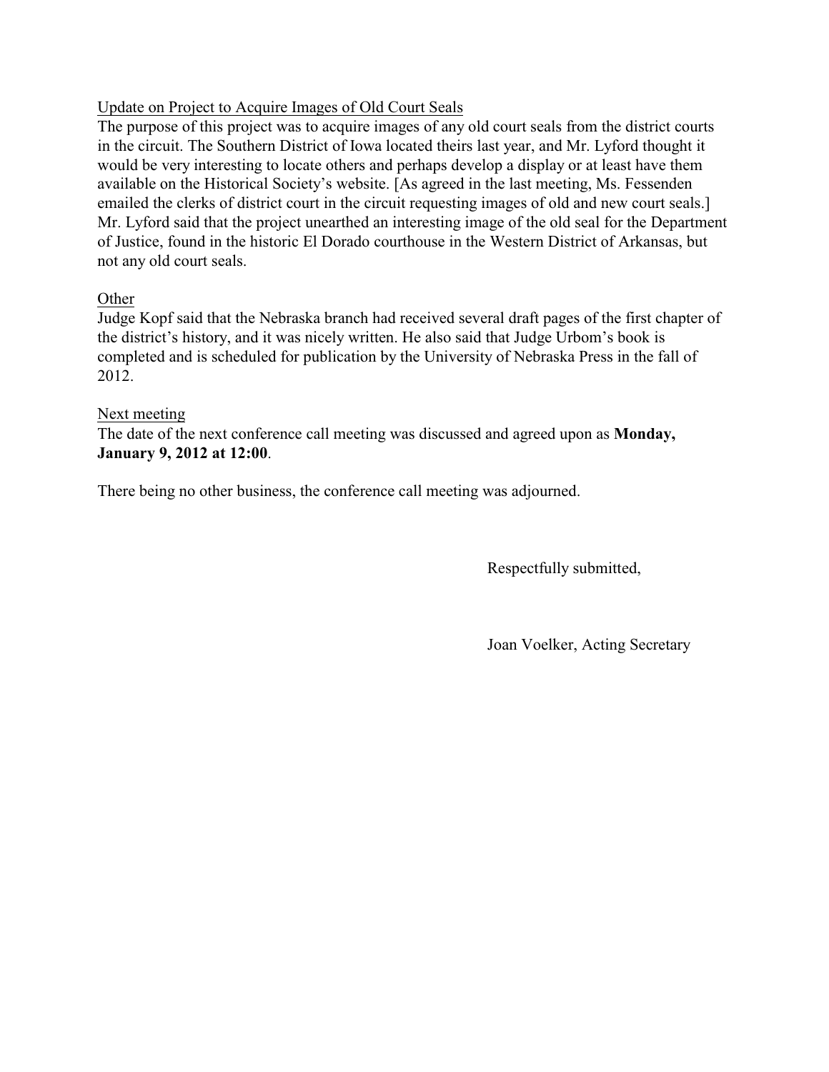Update on Project to Acquire Images of Old Court Seals

The purpose of this project was to acquire images of any old court seals from the district courts in the circuit. The Southern District of Iowa located theirs last year, and Mr. Lyford thought it would be very interesting to locate others and perhaps develop a display or at least have them available on the Historical Society's website. [As agreed in the last meeting, Ms. Fessenden emailed the clerks of district court in the circuit requesting images of old and new court seals.] Mr. Lyford said that the project unearthed an interesting image of the old seal for the Department of Justice, found in the historic El Dorado courthouse in the Western District of Arkansas, but not any old court seals.

Other

Judge Kopf said that the Nebraska branch had received several draft pages of the first chapter of the district's history, and it was nicely written. He also said that Judge Urbom's book is completed and is scheduled for publication by the University of Nebraska Press in the fall of 2012.

Next meeting

The date of the next conference call meeting was discussed and agreed upon as **Monday, January 9, 2012 at 12:00**.

There being no other business, the conference call meeting was adjourned.

Respectfully submitted,

Joan Voelker, Acting Secretary